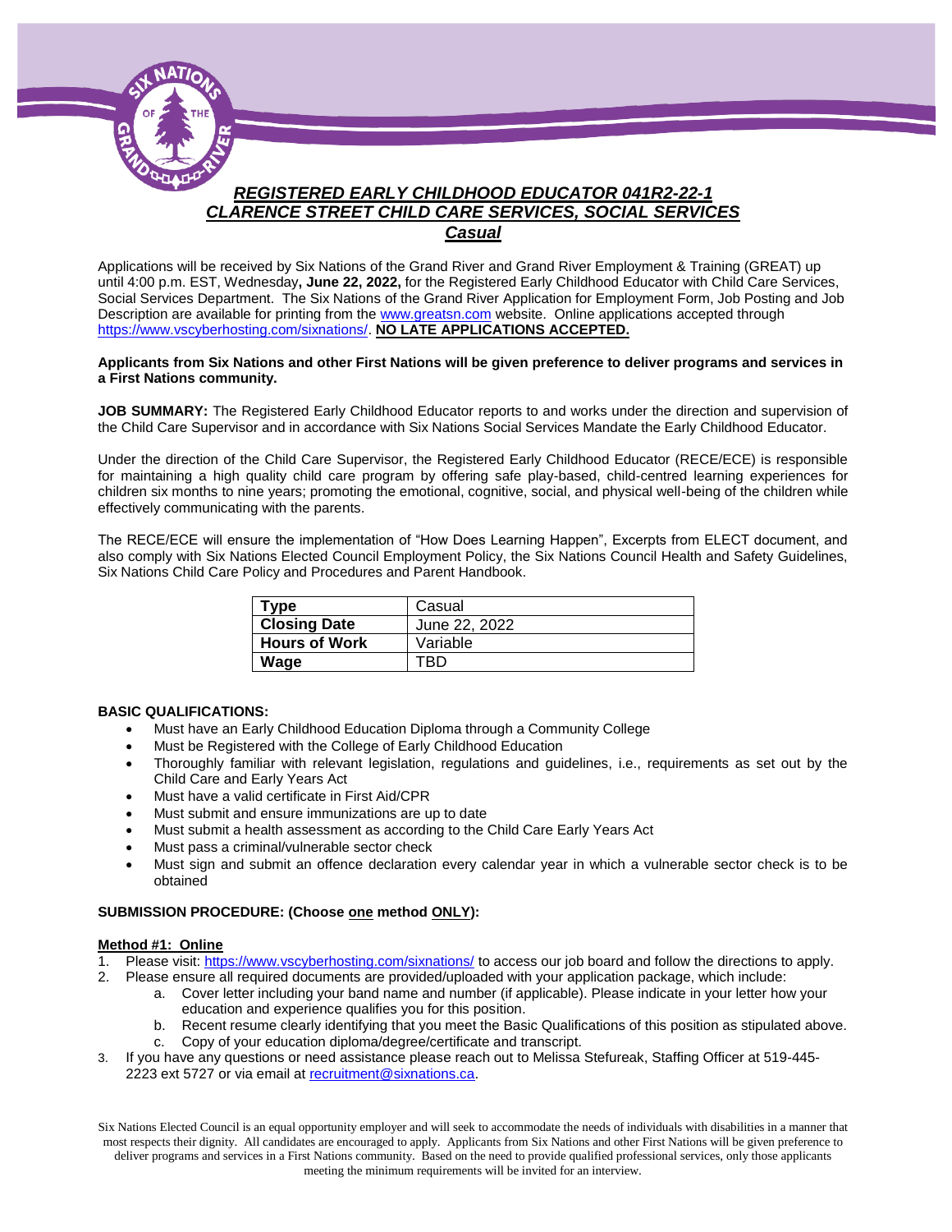# *REGISTERED EARLY CHILDHOOD EDUCATOR 041R2-22-1*
## *CLARENCE STREET CHILD CARE SERVICES, SOCIAL SERVICES*
### *Casual*

Applications will be received by Six Nations of the Grand River and Grand River Employment & Training (GREAT) up until 4:00 p.m. EST, Wednesday**, June 22, 2022,** for the Registered Early Childhood Educator with Child Care Services, Social Services Department. The Six Nations of the Grand River Application for Employment Form, Job Posting and Job Description are available for printing from the www.greatsn.com website. Online applications accepted through https://www.vscyberhosting.com/sixnations/. **NO LATE APPLICATIONS ACCEPTED.**

**Applicants from Six Nations and other First Nations will be given preference to deliver programs and services in a First Nations community.**

**JOB SUMMARY:** The Registered Early Childhood Educator reports to and works under the direction and supervision of the Child Care Supervisor and in accordance with Six Nations Social Services Mandate the Early Childhood Educator.

Under the direction of the Child Care Supervisor, the Registered Early Childhood Educator (RECE/ECE) is responsible for maintaining a high quality child care program by offering safe play-based, child-centred learning experiences for children six months to nine years; promoting the emotional, cognitive, social, and physical well-being of the children while effectively communicating with the parents.

The RECE/ECE will ensure the implementation of "How Does Learning Happen", Excerpts from ELECT document, and also comply with Six Nations Elected Council Employment Policy, the Six Nations Council Health and Safety Guidelines, Six Nations Child Care Policy and Procedures and Parent Handbook.

| **Type** | Casual |
|---|---|
| **Closing Date** | June 22, 2022 |
| **Hours of Work** | Variable |
| **Wage** | TBD |

**BASIC QUALIFICATIONS:**

- Must have an Early Childhood Education Diploma through a Community College
- Must be Registered with the College of Early Childhood Education
- Thoroughly familiar with relevant legislation, regulations and guidelines, i.e., requirements as set out by the Child Care and Early Years Act
- Must have a valid certificate in First Aid/CPR
- Must submit and ensure immunizations are up to date
- Must submit a health assessment as according to the Child Care Early Years Act
- Must pass a criminal/vulnerable sector check
- Must sign and submit an offence declaration every calendar year in which a vulnerable sector check is to be obtained

**SUBMISSION PROCEDURE: (Choose one method ONLY):**

**Method #1: Online**

1. Please visit: https://www.vscyberhosting.com/sixnations/ to access our job board and follow the directions to apply.
2. Please ensure all required documents are provided/uploaded with your application package, which include:
   a. Cover letter including your band name and number (if applicable). Please indicate in your letter how your education and experience qualifies you for this position.
   b. Recent resume clearly identifying that you meet the Basic Qualifications of this position as stipulated above.
   c. Copy of your education diploma/degree/certificate and transcript.
3. If you have any questions or need assistance please reach out to Melissa Stefureak, Staffing Officer at 519-445-2223 ext 5727 or via email at recruitment@sixnations.ca.

Six Nations Elected Council is an equal opportunity employer and will seek to accommodate the needs of individuals with disabilities in a manner that most respects their dignity. All candidates are encouraged to apply. Applicants from Six Nations and other First Nations will be given preference to deliver programs and services in a First Nations community. Based on the need to provide qualified professional services, only those applicants meeting the minimum requirements will be invited for an interview.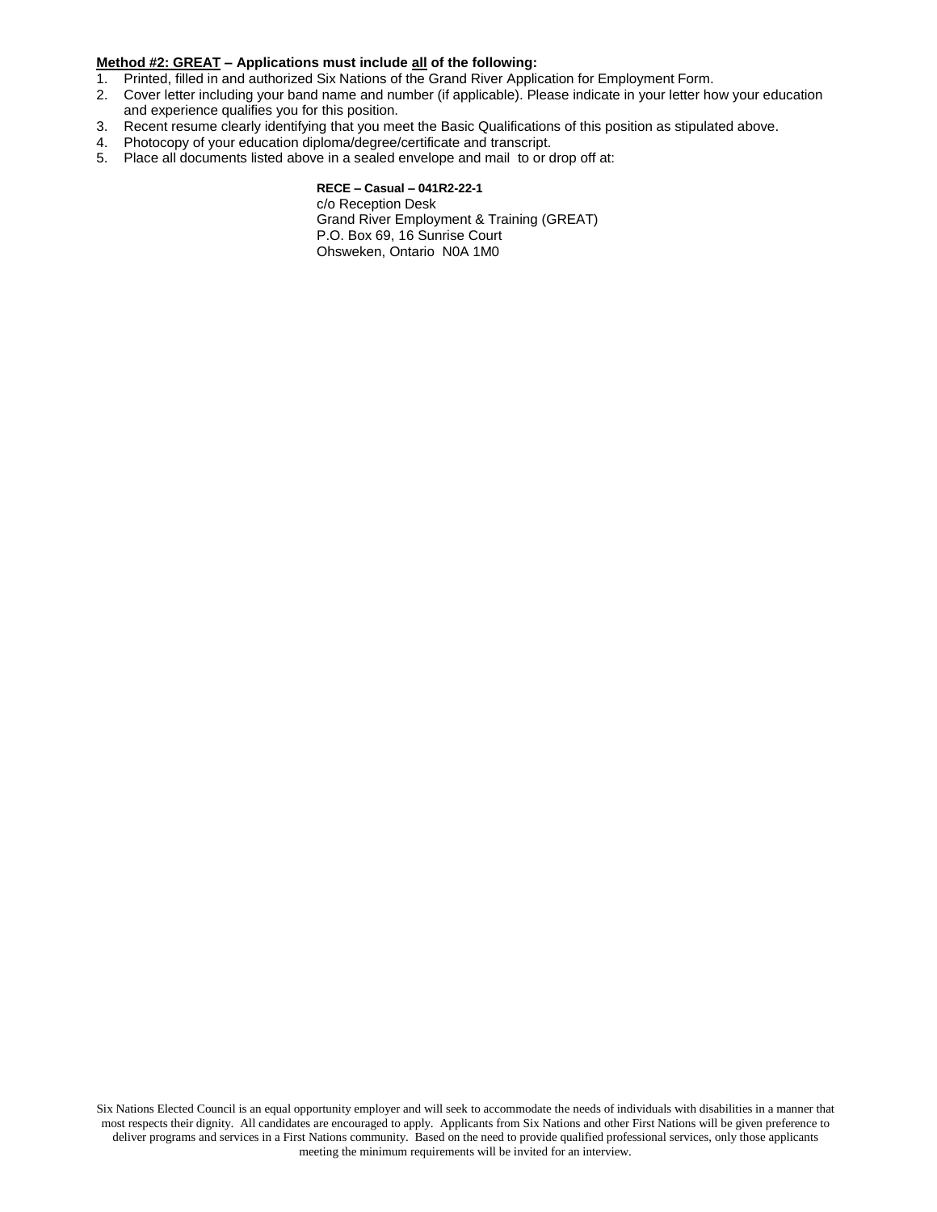**Method #2: GREAT – Applications must include all of the following:**

1. Printed, filled in and authorized Six Nations of the Grand River Application for Employment Form.
2. Cover letter including your band name and number (if applicable). Please indicate in your letter how your education and experience qualifies you for this position.
3. Recent resume clearly identifying that you meet the Basic Qualifications of this position as stipulated above.
4. Photocopy of your education diploma/degree/certificate and transcript.
5. Place all documents listed above in a sealed envelope and mail to or drop off at:

**RECE – Casual – 041R2-22-1**
c/o Reception Desk
Grand River Employment & Training (GREAT)
P.O. Box 69, 16 Sunrise Court
Ohsweken, Ontario N0A 1M0

Six Nations Elected Council is an equal opportunity employer and will seek to accommodate the needs of individuals with disabilities in a manner that most respects their dignity. All candidates are encouraged to apply. Applicants from Six Nations and other First Nations will be given preference to deliver programs and services in a First Nations community. Based on the need to provide qualified professional services, only those applicants meeting the minimum requirements will be invited for an interview.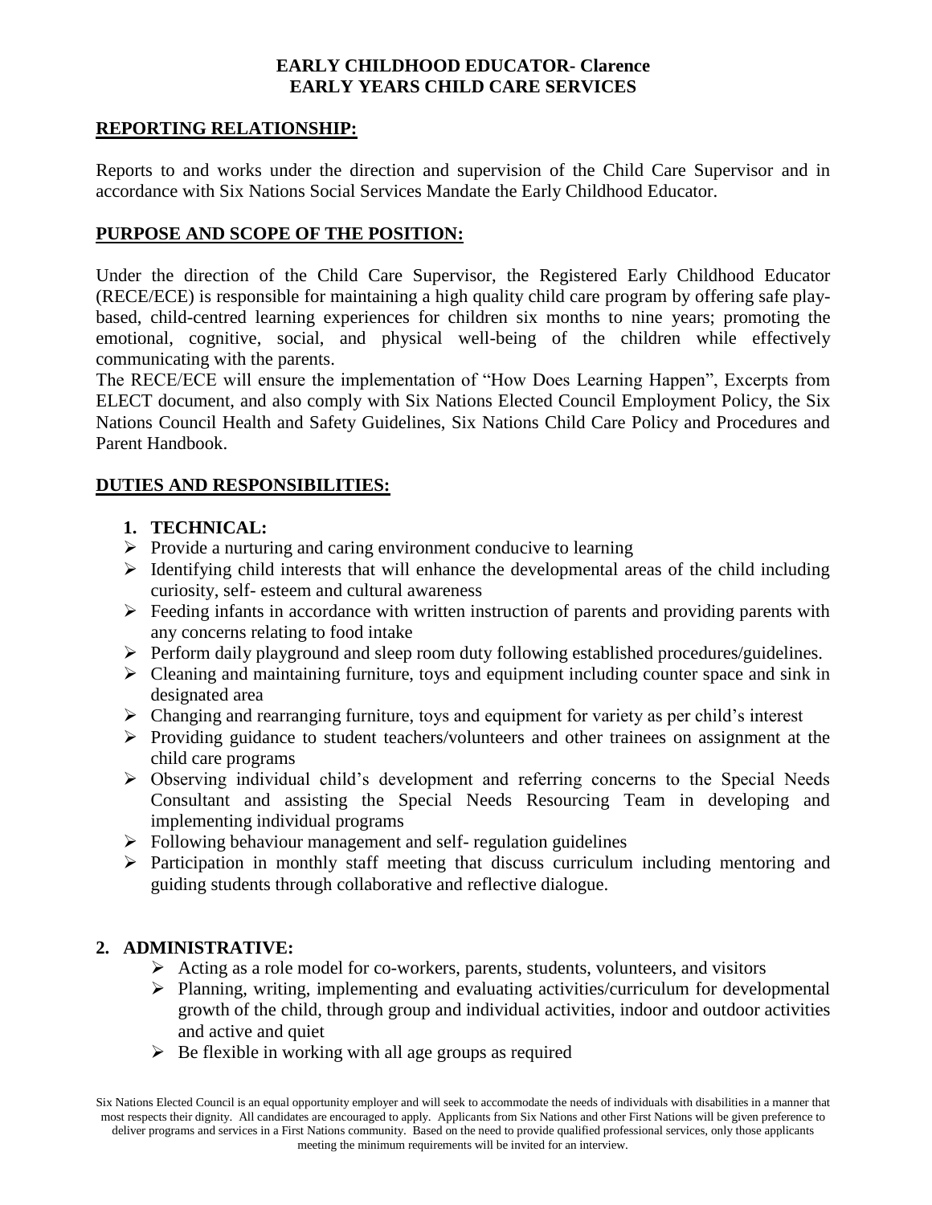**EARLY CHILDHOOD EDUCATOR- Clarence**
**EARLY YEARS CHILD CARE SERVICES**

## REPORTING RELATIONSHIP:

Reports to and works under the direction and supervision of the Child Care Supervisor and in accordance with Six Nations Social Services Mandate the Early Childhood Educator.

## PURPOSE AND SCOPE OF THE POSITION:

Under the direction of the Child Care Supervisor, the Registered Early Childhood Educator (RECE/ECE) is responsible for maintaining a high quality child care program by offering safe play-based, child-centred learning experiences for children six months to nine years; promoting the emotional, cognitive, social, and physical well-being of the children while effectively communicating with the parents.

The RECE/ECE will ensure the implementation of "How Does Learning Happen", Excerpts from ELECT document, and also comply with Six Nations Elected Council Employment Policy, the Six Nations Council Health and Safety Guidelines, Six Nations Child Care Policy and Procedures and Parent Handbook.

## DUTIES AND RESPONSIBILITIES:

### 1. TECHNICAL:

- Provide a nurturing and caring environment conducive to learning
- Identifying child interests that will enhance the developmental areas of the child including curiosity, self- esteem and cultural awareness
- Feeding infants in accordance with written instruction of parents and providing parents with any concerns relating to food intake
- Perform daily playground and sleep room duty following established procedures/guidelines.
- Cleaning and maintaining furniture, toys and equipment including counter space and sink in designated area
- Changing and rearranging furniture, toys and equipment for variety as per child's interest
- Providing guidance to student teachers/volunteers and other trainees on assignment at the child care programs
- Observing individual child's development and referring concerns to the Special Needs Consultant and assisting the Special Needs Resourcing Team in developing and implementing individual programs
- Following behaviour management and self- regulation guidelines
- Participation in monthly staff meeting that discuss curriculum including mentoring and guiding students through collaborative and reflective dialogue.

### 2. ADMINISTRATIVE:

- Acting as a role model for co-workers, parents, students, volunteers, and visitors
- Planning, writing, implementing and evaluating activities/curriculum for developmental growth of the child, through group and individual activities, indoor and outdoor activities and active and quiet
- Be flexible in working with all age groups as required

Six Nations Elected Council is an equal opportunity employer and will seek to accommodate the needs of individuals with disabilities in a manner that most respects their dignity. All candidates are encouraged to apply. Applicants from Six Nations and other First Nations will be given preference to deliver programs and services in a First Nations community. Based on the need to provide qualified professional services, only those applicants meeting the minimum requirements will be invited for an interview.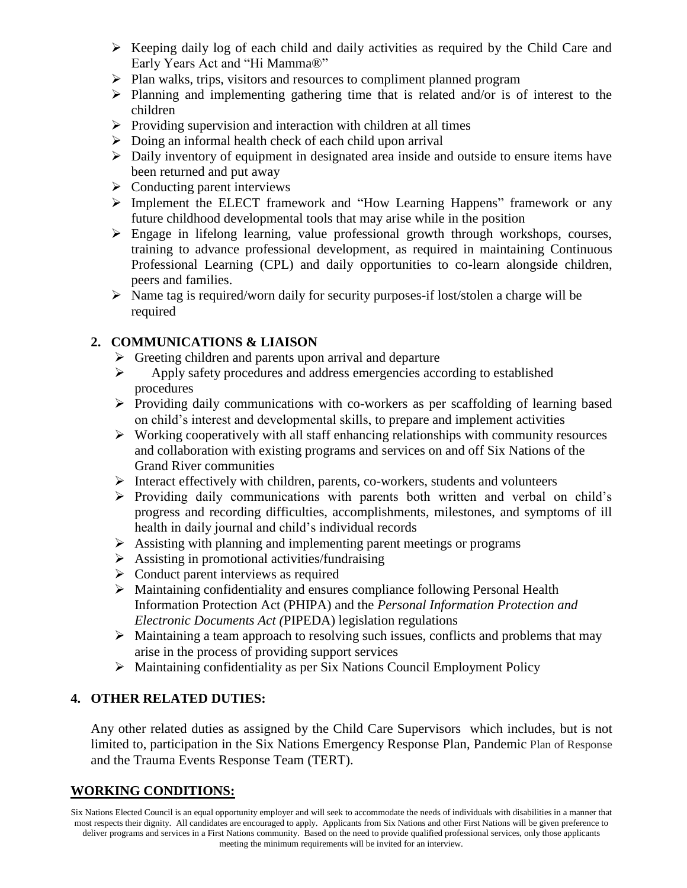- Keeping daily log of each child and daily activities as required by the Child Care and Early Years Act and "Hi Mamma®"
- Plan walks, trips, visitors and resources to compliment planned program
- Planning and implementing gathering time that is related and/or is of interest to the children
- Providing supervision and interaction with children at all times
- Doing an informal health check of each child upon arrival
- Daily inventory of equipment in designated area inside and outside to ensure items have been returned and put away
- Conducting parent interviews
- Implement the ELECT framework and "How Learning Happens" framework or any future childhood developmental tools that may arise while in the position
- Engage in lifelong learning, value professional growth through workshops, courses, training to advance professional development, as required in maintaining Continuous Professional Learning (CPL) and daily opportunities to co-learn alongside children, peers and families.
- Name tag is required/worn daily for security purposes-if lost/stolen a charge will be required

## 2. COMMUNICATIONS & LIAISON

- Greeting children and parents upon arrival and departure
- Apply safety procedures and address emergencies according to established procedures
- Providing daily communications with co-workers as per scaffolding of learning based on child's interest and developmental skills, to prepare and implement activities
- Working cooperatively with all staff enhancing relationships with community resources and collaboration with existing programs and services on and off Six Nations of the Grand River communities
- Interact effectively with children, parents, co-workers, students and volunteers
- Providing daily communications with parents both written and verbal on child's progress and recording difficulties, accomplishments, milestones, and symptoms of ill health in daily journal and child's individual records
- Assisting with planning and implementing parent meetings or programs
- Assisting in promotional activities/fundraising
- Conduct parent interviews as required
- Maintaining confidentiality and ensures compliance following Personal Health Information Protection Act (PHIPA) and the *Personal Information Protection and Electronic Documents Act (*PIPEDA) legislation regulations
- Maintaining a team approach to resolving such issues, conflicts and problems that may arise in the process of providing support services
- Maintaining confidentiality as per Six Nations Council Employment Policy

## 4. OTHER RELATED DUTIES:

Any other related duties as assigned by the Child Care Supervisors which includes, but is not limited to, participation in the Six Nations Emergency Response Plan, Pandemic Plan of Response and the Trauma Events Response Team (TERT).

## WORKING CONDITIONS:

Six Nations Elected Council is an equal opportunity employer and will seek to accommodate the needs of individuals with disabilities in a manner that most respects their dignity. All candidates are encouraged to apply. Applicants from Six Nations and other First Nations will be given preference to deliver programs and services in a First Nations community. Based on the need to provide qualified professional services, only those applicants meeting the minimum requirements will be invited for an interview.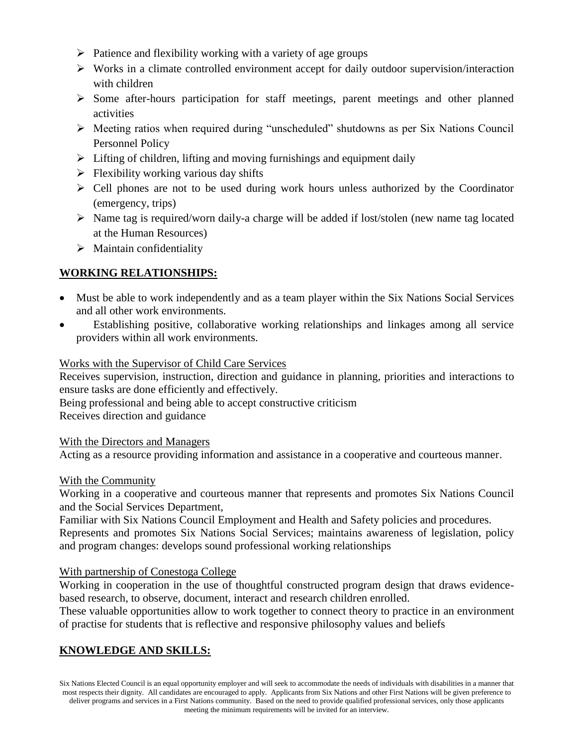- Patience and flexibility working with a variety of age groups
- Works in a climate controlled environment accept for daily outdoor supervision/interaction with children
- Some after-hours participation for staff meetings, parent meetings and other planned activities
- Meeting ratios when required during "unscheduled" shutdowns as per Six Nations Council Personnel Policy
- Lifting of children, lifting and moving furnishings and equipment daily
- Flexibility working various day shifts
- Cell phones are not to be used during work hours unless authorized by the Coordinator (emergency, trips)
- Name tag is required/worn daily-a charge will be added if lost/stolen (new name tag located at the Human Resources)
- Maintain confidentiality

## WORKING RELATIONSHIPS:

- Must be able to work independently and as a team player within the Six Nations Social Services and all other work environments.
- Establishing positive, collaborative working relationships and linkages among all service providers within all work environments.

<u>Works with the Supervisor of Child Care Services</u>
Receives supervision, instruction, direction and guidance in planning, priorities and interactions to ensure tasks are done efficiently and effectively.
Being professional and being able to accept constructive criticism
Receives direction and guidance

<u>With the Directors and Managers</u>
Acting as a resource providing information and assistance in a cooperative and courteous manner.

<u>With the Community</u>
Working in a cooperative and courteous manner that represents and promotes Six Nations Council and the Social Services Department,
Familiar with Six Nations Council Employment and Health and Safety policies and procedures.
Represents and promotes Six Nations Social Services; maintains awareness of legislation, policy and program changes: develops sound professional working relationships

<u>With partnership of Conestoga College</u>
Working in cooperation in the use of thoughtful constructed program design that draws evidence-based research, to observe, document, interact and research children enrolled.
These valuable opportunities allow to work together to connect theory to practice in an environment of practise for students that is reflective and responsive philosophy values and beliefs

## KNOWLEDGE AND SKILLS:

Six Nations Elected Council is an equal opportunity employer and will seek to accommodate the needs of individuals with disabilities in a manner that most respects their dignity. All candidates are encouraged to apply. Applicants from Six Nations and other First Nations will be given preference to deliver programs and services in a First Nations community. Based on the need to provide qualified professional services, only those applicants meeting the minimum requirements will be invited for an interview.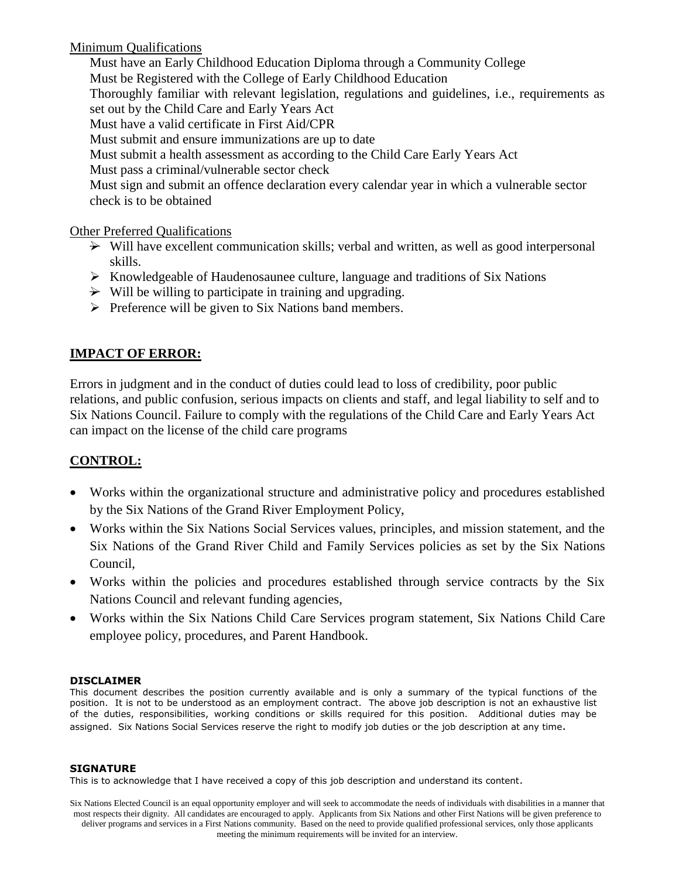Minimum Qualifications

Must have an Early Childhood Education Diploma through a Community College
Must be Registered with the College of Early Childhood Education
Thoroughly familiar with relevant legislation, regulations and guidelines, i.e., requirements as set out by the Child Care and Early Years Act
Must have a valid certificate in First Aid/CPR
Must submit and ensure immunizations are up to date
Must submit a health assessment as according to the Child Care Early Years Act
Must pass a criminal/vulnerable sector check
Must sign and submit an offence declaration every calendar year in which a vulnerable sector check is to be obtained

Other Preferred Qualifications

- Will have excellent communication skills; verbal and written, as well as good interpersonal skills.
- Knowledgeable of Haudenosaunee culture, language and traditions of Six Nations
- Will be willing to participate in training and upgrading.
- Preference will be given to Six Nations band members.

## IMPACT OF ERROR:

Errors in judgment and in the conduct of duties could lead to loss of credibility, poor public relations, and public confusion, serious impacts on clients and staff, and legal liability to self and to Six Nations Council. Failure to comply with the regulations of the Child Care and Early Years Act can impact on the license of the child care programs

## CONTROL:

- Works within the organizational structure and administrative policy and procedures established by the Six Nations of the Grand River Employment Policy,
- Works within the Six Nations Social Services values, principles, and mission statement, and the Six Nations of the Grand River Child and Family Services policies as set by the Six Nations Council,
- Works within the policies and procedures established through service contracts by the Six Nations Council and relevant funding agencies,
- Works within the Six Nations Child Care Services program statement, Six Nations Child Care employee policy, procedures, and Parent Handbook.

**DISCLAIMER**

This document describes the position currently available and is only a summary of the typical functions of the position. It is not to be understood as an employment contract. The above job description is not an exhaustive list of the duties, responsibilities, working conditions or skills required for this position. Additional duties may be assigned. Six Nations Social Services reserve the right to modify job duties or the job description at any time.

**SIGNATURE**

This is to acknowledge that I have received a copy of this job description and understand its content.

Six Nations Elected Council is an equal opportunity employer and will seek to accommodate the needs of individuals with disabilities in a manner that most respects their dignity. All candidates are encouraged to apply. Applicants from Six Nations and other First Nations will be given preference to deliver programs and services in a First Nations community. Based on the need to provide qualified professional services, only those applicants meeting the minimum requirements will be invited for an interview.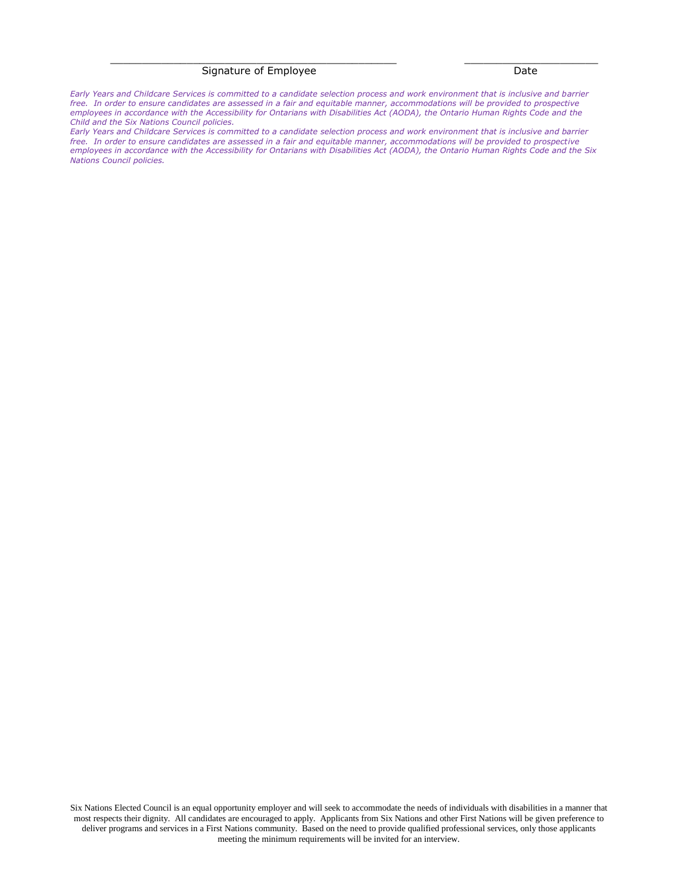_____________________________________________ ____________________

Signature of Employee Date

*Early Years and Childcare Services is committed to a candidate selection process and work environment that is inclusive and barrier free. In order to ensure candidates are assessed in a fair and equitable manner, accommodations will be provided to prospective employees in accordance with the Accessibility for Ontarians with Disabilities Act (AODA), the Ontario Human Rights Code and the Child and the Six Nations Council policies.*

*Early Years and Childcare Services is committed to a candidate selection process and work environment that is inclusive and barrier free. In order to ensure candidates are assessed in a fair and equitable manner, accommodations will be provided to prospective employees in accordance with the Accessibility for Ontarians with Disabilities Act (AODA), the Ontario Human Rights Code and the Six Nations Council policies.*

Six Nations Elected Council is an equal opportunity employer and will seek to accommodate the needs of individuals with disabilities in a manner that most respects their dignity. All candidates are encouraged to apply. Applicants from Six Nations and other First Nations will be given preference to deliver programs and services in a First Nations community. Based on the need to provide qualified professional services, only those applicants meeting the minimum requirements will be invited for an interview.